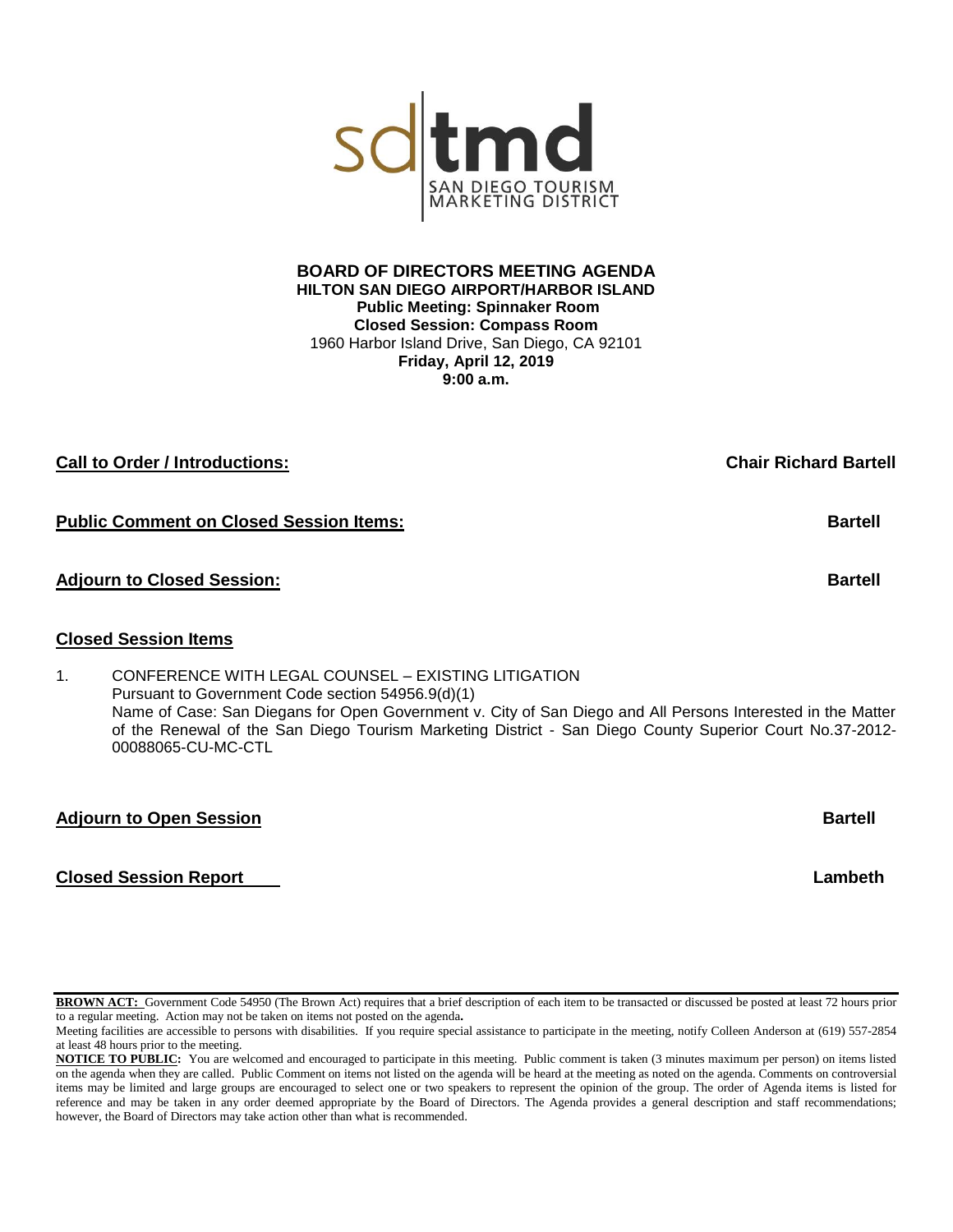sd **tmd**
SAN DIEGO TOURISM
MARKETING DISTRICT

**BOARD OF DIRECTORS MEETING AGENDA**
**HILTON SAN DIEGO AIRPORT/HARBOR ISLAND**
**Public Meeting: Spinnaker Room**
**Closed Session: Compass Room**
1960 Harbor Island Drive, San Diego, CA 92101
**Friday, April 12, 2019**
**9:00 a.m.**

**Call to Order / Introductions:** **Chair Richard Bartell**

**Public Comment on Closed Session Items:** **Bartell**

**Adjourn to Closed Session:** **Bartell**

**Closed Session Items**

1. CONFERENCE WITH LEGAL COUNSEL – EXISTING LITIGATION
   Pursuant to Government Code section 54956.9(d)(1)
   Name of Case: San Diegans for Open Government v. City of San Diego and All Persons Interested in the Matter of the Renewal of the San Diego Tourism Marketing District - San Diego County Superior Court No.37-2012-00088065-CU-MC-CTL

**Adjourn to Open Session** **Bartell**

**Closed Session Report** **Lambeth**

**BROWN ACT:** Government Code 54950 (The Brown Act) requires that a brief description of each item to be transacted or discussed be posted at least 72 hours prior to a regular meeting. Action may not be taken on items not posted on the agenda**.**
Meeting facilities are accessible to persons with disabilities. If you require special assistance to participate in the meeting, notify Colleen Anderson at (619) 557-2854 at least 48 hours prior to the meeting.
**NOTICE TO PUBLIC:** You are welcomed and encouraged to participate in this meeting. Public comment is taken (3 minutes maximum per person) on items listed on the agenda when they are called. Public Comment on items not listed on the agenda will be heard at the meeting as noted on the agenda. Comments on controversial items may be limited and large groups are encouraged to select one or two speakers to represent the opinion of the group. The order of Agenda items is listed for reference and may be taken in any order deemed appropriate by the Board of Directors. The Agenda provides a general description and staff recommendations; however, the Board of Directors may take action other than what is recommended.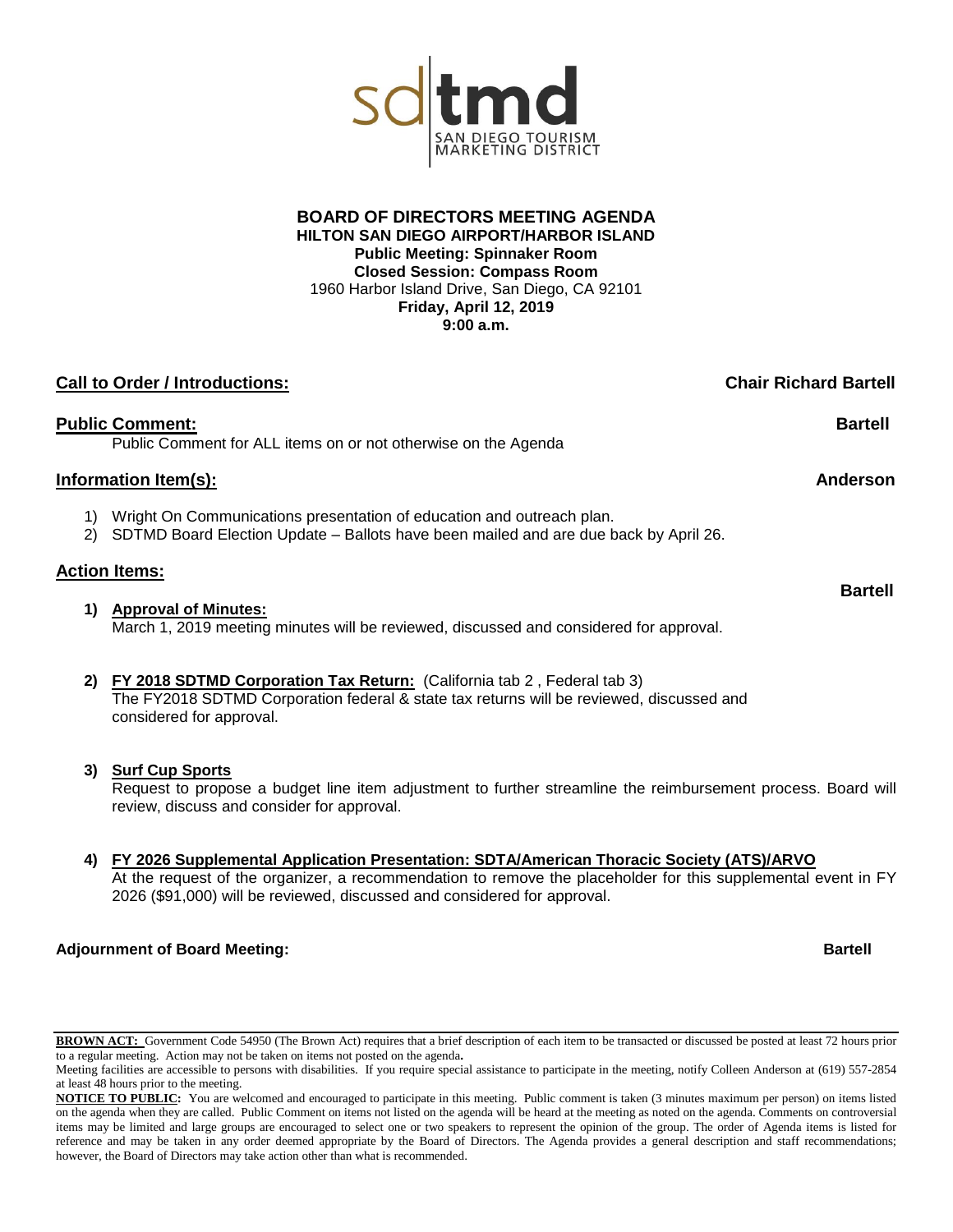**sdtmd**
SAN DIEGO TOURISM MARKETING DISTRICT

**BOARD OF DIRECTORS MEETING AGENDA**
**HILTON SAN DIEGO AIRPORT/HARBOR ISLAND**
**Public Meeting: Spinnaker Room**
**Closed Session: Compass Room**
1960 Harbor Island Drive, San Diego, CA 92101
**Friday, April 12, 2019**
**9:00 a.m.**

**Call to Order / Introductions:** **Chair Richard Bartell**

**Public Comment:** **Bartell**

Public Comment for ALL items on or not otherwise on the Agenda

**Information Item(s):** **Anderson**

1) Wright On Communications presentation of education and outreach plan.
2) SDTMD Board Election Update – Ballots have been mailed and are due back by April 26.

**Action Items:** **Bartell**

1) **Approval of Minutes:**
   March 1, 2019 meeting minutes will be reviewed, discussed and considered for approval.

2) **FY 2018 SDTMD Corporation Tax Return:** (California tab 2 , Federal tab 3)
   The FY2018 SDTMD Corporation federal & state tax returns will be reviewed, discussed and considered for approval.

3) **Surf Cup Sports**
   Request to propose a budget line item adjustment to further streamline the reimbursement process. Board will review, discuss and consider for approval.

4) **FY 2026 Supplemental Application Presentation: SDTA/American Thoracic Society (ATS)/ARVO**
   At the request of the organizer, a recommendation to remove the placeholder for this supplemental event in FY 2026 ($91,000) will be reviewed, discussed and considered for approval.

**Adjournment of Board Meeting:** **Bartell**

**BROWN ACT:** Government Code 54950 (The Brown Act) requires that a brief description of each item to be transacted or discussed be posted at least 72 hours prior to a regular meeting. Action may not be taken on items not posted on the agenda.

Meeting facilities are accessible to persons with disabilities. If you require special assistance to participate in the meeting, notify Colleen Anderson at (619) 557-2854 at least 48 hours prior to the meeting.

**NOTICE TO PUBLIC:** You are welcomed and encouraged to participate in this meeting. Public comment is taken (3 minutes maximum per person) on items listed on the agenda when they are called. Public Comment on items not listed on the agenda will be heard at the meeting as noted on the agenda. Comments on controversial items may be limited and large groups are encouraged to select one or two speakers to represent the opinion of the group. The order of Agenda items is listed for reference and may be taken in any order deemed appropriate by the Board of Directors. The Agenda provides a general description and staff recommendations; however, the Board of Directors may take action other than what is recommended.